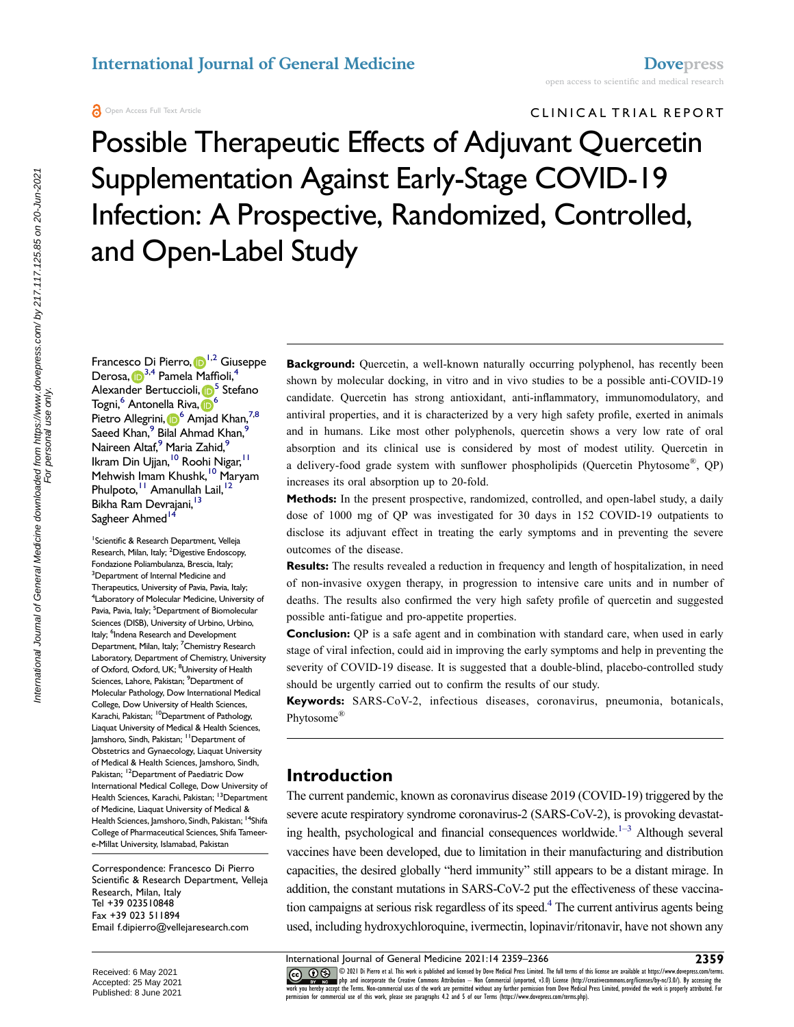CLINICAL TRIAL REPORT

# Possible Therapeutic Effects of Adjuvant Quercetin Supplementation Against Early-Stage COVID-19 Infection: A Prospective, Randomized, Controlled, and Open-Label Study

Francesco Di Pierro,[1,2] Giuseppe Derosa,[3,4] Pamela Maffioli,[4] Alexander Bertuccioli,[5] Stefano Togni,[6] Antonella Riva,[6] Pietro Allegrini,[6] Amjad Khan,[7,8] Saeed Khan,[9] Bilal Ahmad Khan,[9] Naireen Altaf,[9] Maria Zahid,[9] Ikram Din Ujjan,[10] Roohi Nigar,[11] Mehwish Imam Khushk,[10] Maryam Phulpoto,[11] Amanullah Lail,[12] Bikha Ram Devrajani,[13] Sagheer Ahmed[14]

[1]Scientific & Research Department, Velleja Research, Milan, Italy; [2]Digestive Endoscopy, Fondazione Poliambulanza, Brescia, Italy; [3]Department of Internal Medicine and Therapeutics, University of Pavia, Pavia, Italy; [4]Laboratory of Molecular Medicine, University of Pavia, Pavia, Italy; [5]Department of Biomolecular Sciences (DISB), University of Urbino, Urbino, Italy; [6]Indena Research and Development Department, Milan, Italy; [7]Chemistry Research Laboratory, Department of Chemistry, University of Oxford, Oxford, UK; [8]University of Health Sciences, Lahore, Pakistan; [9]Department of Molecular Pathology, Dow International Medical College, Dow University of Health Sciences, Karachi, Pakistan; [10]Department of Pathology, Liaquat University of Medical & Health Sciences, Jamshoro, Sindh, Pakistan; [11]Department of Obstetrics and Gynaecology, Liaquat University of Medical & Health Sciences, Jamshoro, Sindh, Pakistan; [12]Department of Paediatric Dow International Medical College, Dow University of Health Sciences, Karachi, Pakistan; [13]Department of Medicine, Liaquat University of Medical & Health Sciences, Jamshoro, Sindh, Pakistan; [14]Shifa College of Pharmaceutical Sciences, Shifa Tameer-e-Millat University, Islamabad, Pakistan

Correspondence: Francesco Di Pierro
Scientific & Research Department, Velleja Research, Milan, Italy
Tel +39 023510848
Fax +39 023 511894
Email f.dipierro@vellejaresearch.com

Received: 6 May 2021
Accepted: 25 May 2021
Published: 8 June 2021

**Background:** Quercetin, a well-known naturally occurring polyphenol, has recently been shown by molecular docking, in vitro and in vivo studies to be a possible anti-COVID-19 candidate. Quercetin has strong antioxidant, anti-inflammatory, immunomodulatory, and antiviral properties, and it is characterized by a very high safety profile, exerted in animals and in humans. Like most other polyphenols, quercetin shows a very low rate of oral absorption and its clinical use is considered by most of modest utility. Quercetin in a delivery-food grade system with sunflower phospholipids (Quercetin Phytosome®, QP) increases its oral absorption up to 20-fold.

**Methods:** In the present prospective, randomized, controlled, and open-label study, a daily dose of 1000 mg of QP was investigated for 30 days in 152 COVID-19 outpatients to disclose its adjuvant effect in treating the early symptoms and in preventing the severe outcomes of the disease.

**Results:** The results revealed a reduction in frequency and length of hospitalization, in need of non-invasive oxygen therapy, in progression to intensive care units and in number of deaths. The results also confirmed the very high safety profile of quercetin and suggested possible anti-fatigue and pro-appetite properties.

**Conclusion:** QP is a safe agent and in combination with standard care, when used in early stage of viral infection, could aid in improving the early symptoms and help in preventing the severity of COVID-19 disease. It is suggested that a double-blind, placebo-controlled study should be urgently carried out to confirm the results of our study.

**Keywords:** SARS-CoV-2, infectious diseases, coronavirus, pneumonia, botanicals, Phytosome®

## Introduction

The current pandemic, known as coronavirus disease 2019 (COVID-19) triggered by the severe acute respiratory syndrome coronavirus-2 (SARS-CoV-2), is provoking devastating health, psychological and financial consequences worldwide.[1–3] Although several vaccines have been developed, due to limitation in their manufacturing and distribution capacities, the desired globally "herd immunity" still appears to be a distant mirage. In addition, the constant mutations in SARS-CoV-2 put the effectiveness of these vaccination campaigns at serious risk regardless of its speed.[4] The current antivirus agents being used, including hydroxychloroquine, ivermectin, lopinavir/ritonavir, have not shown any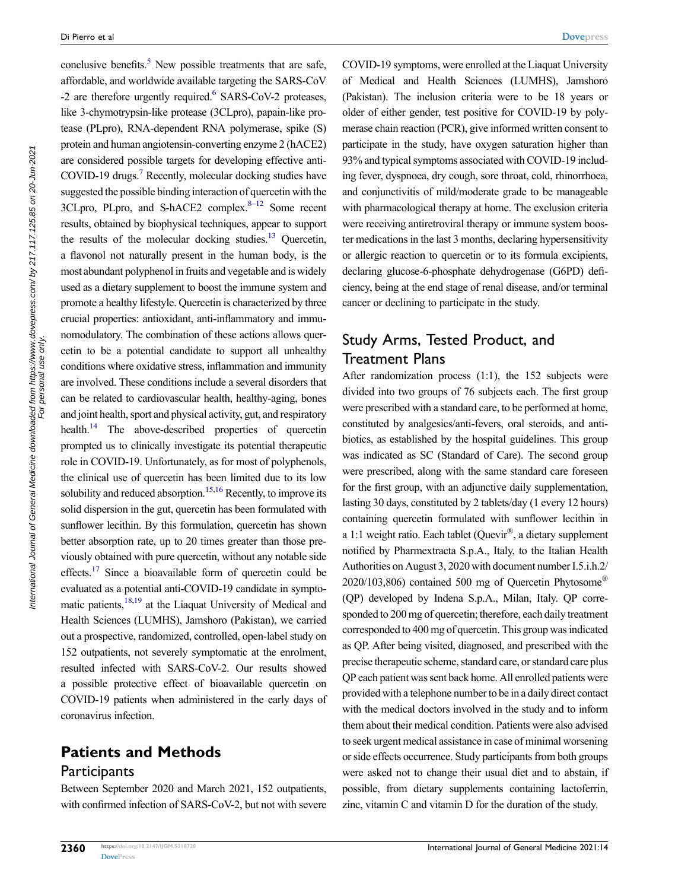conclusive benefits.[5] New possible treatments that are safe, affordable, and worldwide available targeting the SARS-CoV-2 are therefore urgently required.[6] SARS-CoV-2 proteases, like 3-chymotrypsin-like protease (3CLpro), papain-like protease (PLpro), RNA-dependent RNA polymerase, spike (S) protein and human angiotensin-converting enzyme 2 (hACE2) are considered possible targets for developing effective anti-COVID-19 drugs.[7] Recently, molecular docking studies have suggested the possible binding interaction of quercetin with the 3CLpro, PLpro, and S-hACE2 complex.[8–12] Some recent results, obtained by biophysical techniques, appear to support the results of the molecular docking studies.[13] Quercetin, a flavonol not naturally present in the human body, is the most abundant polyphenol in fruits and vegetable and is widely used as a dietary supplement to boost the immune system and promote a healthy lifestyle. Quercetin is characterized by three crucial properties: antioxidant, anti-inflammatory and immunomodulatory. The combination of these actions allows quercetin to be a potential candidate to support all unhealthy conditions where oxidative stress, inflammation and immunity are involved. These conditions include a several disorders that can be related to cardiovascular health, healthy-aging, bones and joint health, sport and physical activity, gut, and respiratory health.[14] The above-described properties of quercetin prompted us to clinically investigate its potential therapeutic role in COVID-19. Unfortunately, as for most of polyphenols, the clinical use of quercetin has been limited due to its low solubility and reduced absorption.[15,16] Recently, to improve its solid dispersion in the gut, quercetin has been formulated with sunflower lecithin. By this formulation, quercetin has shown better absorption rate, up to 20 times greater than those previously obtained with pure quercetin, without any notable side effects.[17] Since a bioavailable form of quercetin could be evaluated as a potential anti-COVID-19 candidate in symptomatic patients,[18,19] at the Liaquat University of Medical and Health Sciences (LUMHS), Jamshoro (Pakistan), we carried out a prospective, randomized, controlled, open-label study on 152 outpatients, not severely symptomatic at the enrolment, resulted infected with SARS-CoV-2. Our results showed a possible protective effect of bioavailable quercetin on COVID-19 patients when administered in the early days of coronavirus infection.

## Patients and Methods

### Participants

Between September 2020 and March 2021, 152 outpatients, with confirmed infection of SARS-CoV-2, but not with severe COVID-19 symptoms, were enrolled at the Liaquat University of Medical and Health Sciences (LUMHS), Jamshoro (Pakistan). The inclusion criteria were to be 18 years or older of either gender, test positive for COVID-19 by polymerase chain reaction (PCR), give informed written consent to participate in the study, have oxygen saturation higher than 93% and typical symptoms associated with COVID-19 including fever, dyspnoea, dry cough, sore throat, cold, rhinorrhoea, and conjunctivitis of mild/moderate grade to be manageable with pharmacological therapy at home. The exclusion criteria were receiving antiretroviral therapy or immune system booster medications in the last 3 months, declaring hypersensitivity or allergic reaction to quercetin or to its formula excipients, declaring glucose-6-phosphate dehydrogenase (G6PD) deficiency, being at the end stage of renal disease, and/or terminal cancer or declining to participate in the study.

### Study Arms, Tested Product, and Treatment Plans

After randomization process (1:1), the 152 subjects were divided into two groups of 76 subjects each. The first group were prescribed with a standard care, to be performed at home, constituted by analgesics/anti-fevers, oral steroids, and antibiotics, as established by the hospital guidelines. This group was indicated as SC (Standard of Care). The second group were prescribed, along with the same standard care foreseen for the first group, with an adjunctive daily supplementation, lasting 30 days, constituted by 2 tablets/day (1 every 12 hours) containing quercetin formulated with sunflower lecithin in a 1:1 weight ratio. Each tablet (Quevir®, a dietary supplement notified by Pharmextracta S.p.A., Italy, to the Italian Health Authorities on August 3, 2020 with document number I.5.i.h.2/2020/103,806) contained 500 mg of Quercetin Phytosome® (QP) developed by Indena S.p.A., Milan, Italy. QP corresponded to 200 mg of quercetin; therefore, each daily treatment corresponded to 400 mg of quercetin. This group was indicated as QP. After being visited, diagnosed, and prescribed with the precise therapeutic scheme, standard care, or standard care plus QP each patient was sent back home. All enrolled patients were provided with a telephone number to be in a daily direct contact with the medical doctors involved in the study and to inform them about their medical condition. Patients were also advised to seek urgent medical assistance in case of minimal worsening or side effects occurrence. Study participants from both groups were asked not to change their usual diet and to abstain, if possible, from dietary supplements containing lactoferrin, zinc, vitamin C and vitamin D for the duration of the study.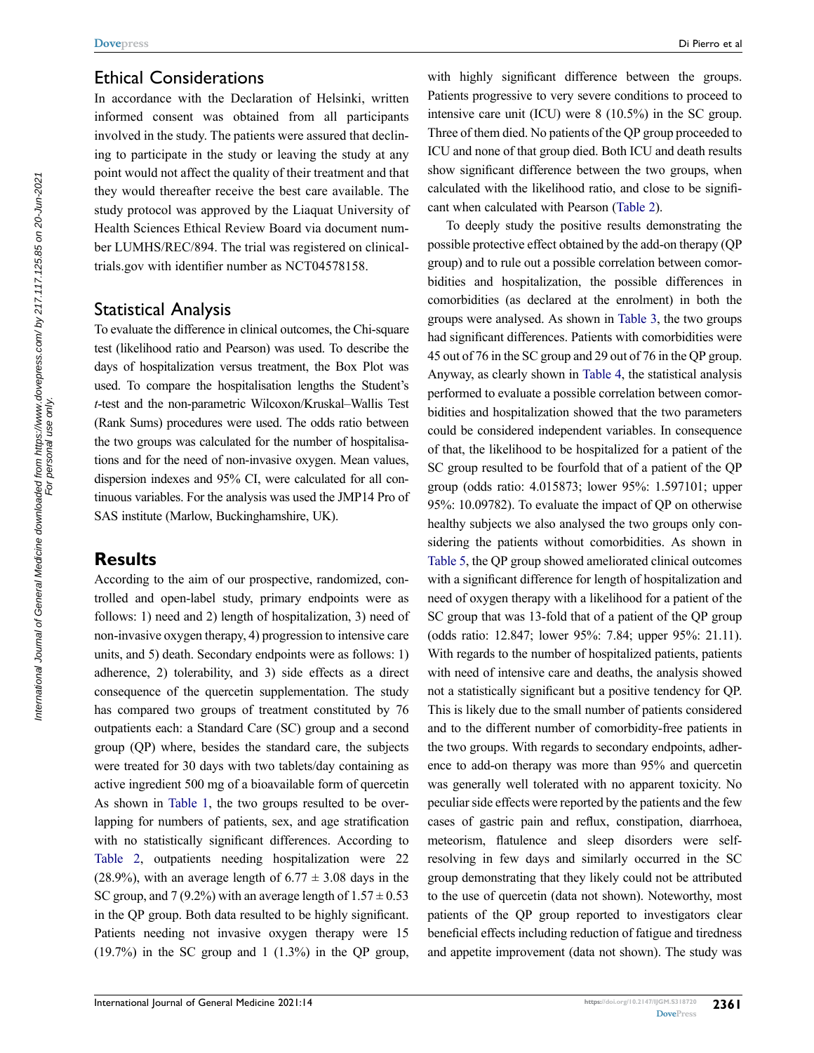## Ethical Considerations

In accordance with the Declaration of Helsinki, written informed consent was obtained from all participants involved in the study. The patients were assured that declining to participate in the study or leaving the study at any point would not affect the quality of their treatment and that they would thereafter receive the best care available. The study protocol was approved by the Liaquat University of Health Sciences Ethical Review Board via document number LUMHS/REC/894. The trial was registered on clinicaltrials.gov with identifier number as NCT04578158.

## Statistical Analysis

To evaluate the difference in clinical outcomes, the Chi-square test (likelihood ratio and Pearson) was used. To describe the days of hospitalization versus treatment, the Box Plot was used. To compare the hospitalisation lengths the Student's *t*-test and the non-parametric Wilcoxon/Kruskal–Wallis Test (Rank Sums) procedures were used. The odds ratio between the two groups was calculated for the number of hospitalisations and for the need of non-invasive oxygen. Mean values, dispersion indexes and 95% CI, were calculated for all continuous variables. For the analysis was used the JMP14 Pro of SAS institute (Marlow, Buckinghamshire, UK).

# Results

According to the aim of our prospective, randomized, controlled and open-label study, primary endpoints were as follows: 1) need and 2) length of hospitalization, 3) need of non-invasive oxygen therapy, 4) progression to intensive care units, and 5) death. Secondary endpoints were as follows: 1) adherence, 2) tolerability, and 3) side effects as a direct consequence of the quercetin supplementation. The study has compared two groups of treatment constituted by 76 outpatients each: a Standard Care (SC) group and a second group (QP) where, besides the standard care, the subjects were treated for 30 days with two tablets/day containing as active ingredient 500 mg of a bioavailable form of quercetin As shown in Table 1, the two groups resulted to be overlapping for numbers of patients, sex, and age stratification with no statistically significant differences. According to Table 2, outpatients needing hospitalization were 22 (28.9%), with an average length of $6.77 \pm 3.08$ days in the SC group, and 7 (9.2%) with an average length of $1.57 \pm 0.53$ in the QP group. Both data resulted to be highly significant. Patients needing not invasive oxygen therapy were 15 (19.7%) in the SC group and 1 (1.3%) in the QP group, with highly significant difference between the groups. Patients progressive to very severe conditions to proceed to intensive care unit (ICU) were 8 (10.5%) in the SC group. Three of them died. No patients of the QP group proceeded to ICU and none of that group died. Both ICU and death results show significant difference between the two groups, when calculated with the likelihood ratio, and close to be significant when calculated with Pearson (Table 2).

To deeply study the positive results demonstrating the possible protective effect obtained by the add-on therapy (QP group) and to rule out a possible correlation between comorbidities and hospitalization, the possible differences in comorbidities (as declared at the enrolment) in both the groups were analysed. As shown in Table 3, the two groups had significant differences. Patients with comorbidities were 45 out of 76 in the SC group and 29 out of 76 in the QP group. Anyway, as clearly shown in Table 4, the statistical analysis performed to evaluate a possible correlation between comorbidities and hospitalization showed that the two parameters could be considered independent variables. In consequence of that, the likelihood to be hospitalized for a patient of the SC group resulted to be fourfold that of a patient of the QP group (odds ratio: 4.015873; lower 95%: 1.597101; upper 95%: 10.09782). To evaluate the impact of QP on otherwise healthy subjects we also analysed the two groups only considering the patients without comorbidities. As shown in Table 5, the QP group showed ameliorated clinical outcomes with a significant difference for length of hospitalization and need of oxygen therapy with a likelihood for a patient of the SC group that was 13-fold that of a patient of the QP group (odds ratio: 12.847; lower 95%: 7.84; upper 95%: 21.11). With regards to the number of hospitalized patients, patients with need of intensive care and deaths, the analysis showed not a statistically significant but a positive tendency for QP. This is likely due to the small number of patients considered and to the different number of comorbidity-free patients in the two groups. With regards to secondary endpoints, adherence to add-on therapy was more than 95% and quercetin was generally well tolerated with no apparent toxicity. No peculiar side effects were reported by the patients and the few cases of gastric pain and reflux, constipation, diarrhoea, meteorism, flatulence and sleep disorders were self-resolving in few days and similarly occurred in the SC group demonstrating that they likely could not be attributed to the use of quercetin (data not shown). Noteworthy, most patients of the QP group reported to investigators clear beneficial effects including reduction of fatigue and tiredness and appetite improvement (data not shown). The study was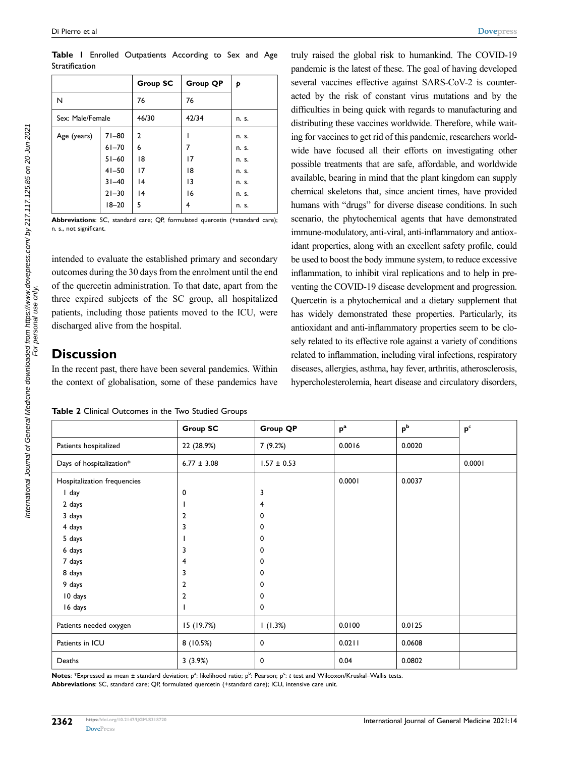**Table 1** Enrolled Outpatients According to Sex and Age Stratification

| | | Group SC | Group QP | p |
|---|---|---|---|---|
| N | | 76 | 76 | |
| Sex: Male/Female | | 46/30 | 42/34 | n. s. |
| Age (years) | 71–80 | 2 | 1 | n. s. |
| | 61–70 | 6 | 7 | n. s. |
| | 51–60 | 18 | 17 | n. s. |
| | 41–50 | 17 | 18 | n. s. |
| | 31–40 | 14 | 13 | n. s. |
| | 21–30 | 14 | 16 | n. s. |
| | 18–20 | 5 | 4 | n. s. |

**Abbreviations**: SC, standard care; QP, formulated quercetin (+standard care); n. s., not significant.

intended to evaluate the established primary and secondary outcomes during the 30 days from the enrolment until the end of the quercetin administration. To that date, apart from the three expired subjects of the SC group, all hospitalized patients, including those patients moved to the ICU, were discharged alive from the hospital.

## Discussion

In the recent past, there have been several pandemics. Within the context of globalisation, some of these pandemics have truly raised the global risk to humankind. The COVID-19 pandemic is the latest of these. The goal of having developed several vaccines effective against SARS-CoV-2 is counteracted by the risk of constant virus mutations and by the difficulties in being quick with regards to manufacturing and distributing these vaccines worldwide. Therefore, while waiting for vaccines to get rid of this pandemic, researchers worldwide have focused all their efforts on investigating other possible treatments that are safe, affordable, and worldwide available, bearing in mind that the plant kingdom can supply chemical skeletons that, since ancient times, have provided humans with "drugs" for diverse disease conditions. In such scenario, the phytochemical agents that have demonstrated immune-modulatory, anti-viral, anti-inflammatory and antioxidant properties, along with an excellent safety profile, could be used to boost the body immune system, to reduce excessive inflammation, to inhibit viral replications and to help in preventing the COVID-19 disease development and progression. Quercetin is a phytochemical and a dietary supplement that has widely demonstrated these properties. Particularly, its antioxidant and anti-inflammatory properties seem to be closely related to its effective role against a variety of conditions related to inflammation, including viral infections, respiratory diseases, allergies, asthma, hay fever, arthritis, atherosclerosis, hypercholesterolemia, heart disease and circulatory disorders,

**Table 2** Clinical Outcomes in the Two Studied Groups

| | Group SC | Group QP | p[a] | p[b] | p[c] |
|---|---|---|---|---|---|
| Patients hospitalized | 22 (28.9%) | 7 (9.2%) | 0.0016 | 0.0020 | |
| Days of hospitalization* | 6.77 ± 3.08 | 1.57 ± 0.53 | | | 0.0001 |
| Hospitalization frequencies | | | 0.0001 | 0.0037 | |
| 1 day | 0 | 3 | | | |
| 2 days | 1 | 4 | | | |
| 3 days | 2 | 0 | | | |
| 4 days | 3 | 0 | | | |
| 5 days | 1 | 0 | | | |
| 6 days | 3 | 0 | | | |
| 7 days | 4 | 0 | | | |
| 8 days | 3 | 0 | | | |
| 9 days | 2 | 0 | | | |
| 10 days | 2 | 0 | | | |
| 16 days | 1 | 0 | | | |
| Patients needed oxygen | 15 (19.7%) | 1 (1.3%) | 0.0100 | 0.0125 | |
| Patients in ICU | 8 (10.5%) | 0 | 0.0211 | 0.0608 | |
| Deaths | 3 (3.9%) | 0 | 0.04 | 0.0802 | |

**Notes**: *Expressed as mean ± standard deviation; p[a]: likelihood ratio; p[b]: Pearson; p[c]: *t* test and Wilcoxon/Kruskal–Wallis tests.
**Abbreviations**: SC, standard care; QP, formulated quercetin (+standard care); ICU, intensive care unit.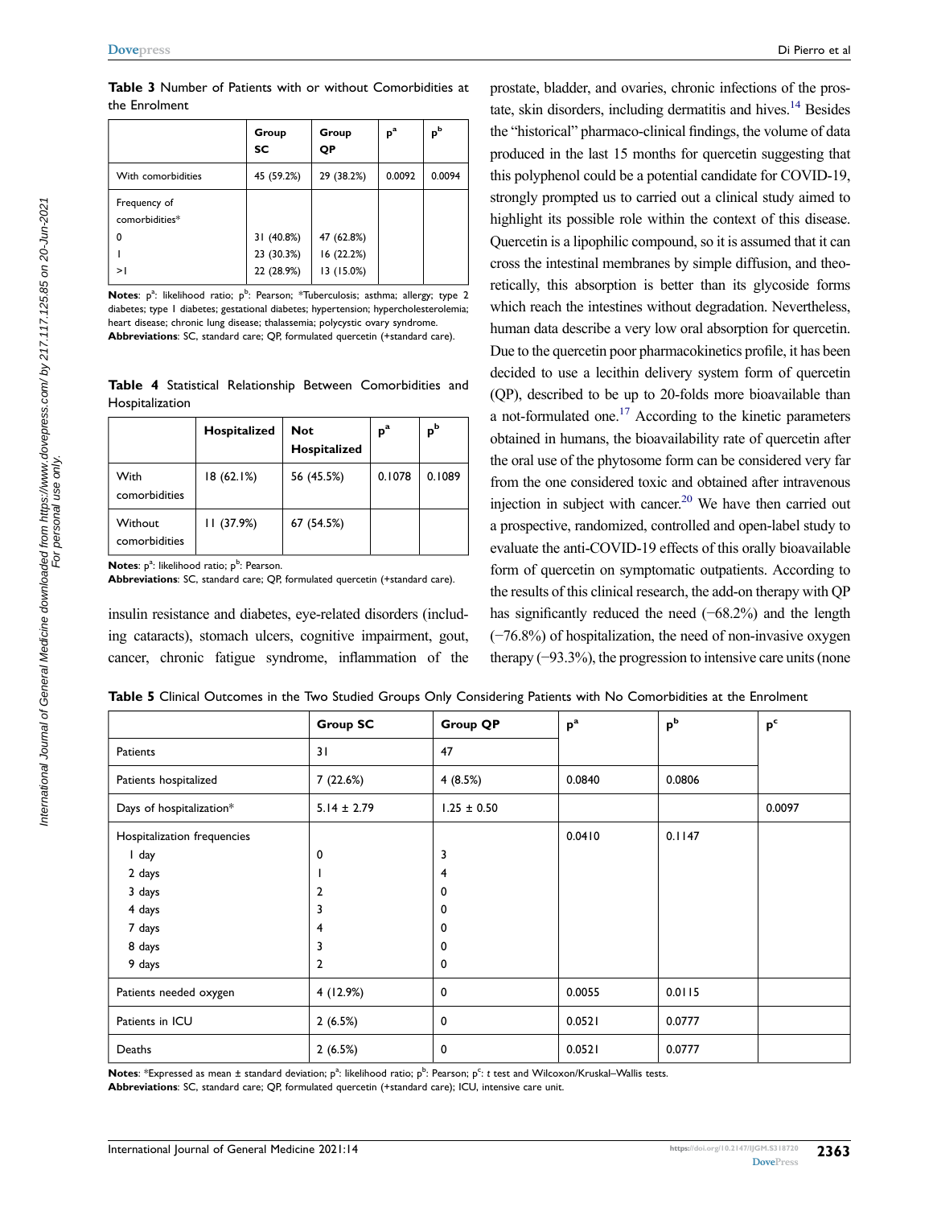**Table 3** Number of Patients with or without Comorbidities at the Enrolment

| | Group SC | Group QP | p[a] | p[b] |
|---|---|---|---|---|
| With comorbidities | 45 (59.2%) | 29 (38.2%) | 0.0092 | 0.0094 |
| Frequency of comorbidities* | | | | |
| 0 | 31 (40.8%) | 47 (62.8%) | | |
| 1 | 23 (30.3%) | 16 (22.2%) | | |
| >1 | 22 (28.9%) | 13 (15.0%) | | |

**Notes**: p[a]: likelihood ratio; p[b]: Pearson; *Tuberculosis; asthma; allergy; type 2 diabetes; type 1 diabetes; gestational diabetes; hypertension; hypercholesterolemia; heart disease; chronic lung disease; thalassemia; polycystic ovary syndrome.
**Abbreviations**: SC, standard care; QP, formulated quercetin (+standard care).

**Table 4** Statistical Relationship Between Comorbidities and Hospitalization

| | Hospitalized | Not Hospitalized | p[a] | p[b] |
|---|---|---|---|---|
| With comorbidities | 18 (62.1%) | 56 (45.5%) | 0.1078 | 0.1089 |
| Without comorbidities | 11 (37.9%) | 67 (54.5%) | | |

**Notes**: p[a]: likelihood ratio; p[b]: Pearson.
**Abbreviations**: SC, standard care; QP, formulated quercetin (+standard care).

insulin resistance and diabetes, eye-related disorders (including cataracts), stomach ulcers, cognitive impairment, gout, cancer, chronic fatigue syndrome, inflammation of the prostate, bladder, and ovaries, chronic infections of the prostate, skin disorders, including dermatitis and hives.[14] Besides the "historical" pharmaco-clinical findings, the volume of data produced in the last 15 months for quercetin suggesting that this polyphenol could be a potential candidate for COVID-19, strongly prompted us to carried out a clinical study aimed to highlight its possible role within the context of this disease. Quercetin is a lipophilic compound, so it is assumed that it can cross the intestinal membranes by simple diffusion, and theoretically, this absorption is better than its glycoside forms which reach the intestines without degradation. Nevertheless, human data describe a very low oral absorption for quercetin. Due to the quercetin poor pharmacokinetics profile, it has been decided to use a lecithin delivery system form of quercetin (QP), described to be up to 20-folds more bioavailable than a not-formulated one.[17] According to the kinetic parameters obtained in humans, the bioavailability rate of quercetin after the oral use of the phytosome form can be considered very far from the one considered toxic and obtained after intravenous injection in subject with cancer.[20] We have then carried out a prospective, randomized, controlled and open-label study to evaluate the anti-COVID-19 effects of this orally bioavailable form of quercetin on symptomatic outpatients. According to the results of this clinical research, the add-on therapy with QP has significantly reduced the need (−68.2%) and the length (−76.8%) of hospitalization, the need of non-invasive oxygen therapy (−93.3%), the progression to intensive care units (none

**Table 5** Clinical Outcomes in the Two Studied Groups Only Considering Patients with No Comorbidities at the Enrolment

| | Group SC | Group QP | p[a] | p[b] | p[c] |
|---|---|---|---|---|---|
| Patients | 31 | 47 | | | |
| Patients hospitalized | 7 (22.6%) | 4 (8.5%) | 0.0840 | 0.0806 | |
| Days of hospitalization* | 5.14 ± 2.79 | 1.25 ± 0.50 | | | 0.0097 |
| Hospitalization frequencies | | | 0.0410 | 0.1147 | |
| 1 day | 0 | 3 | | | |
| 2 days | 1 | 4 | | | |
| 3 days | 2 | 0 | | | |
| 4 days | 3 | 0 | | | |
| 7 days | 4 | 0 | | | |
| 8 days | 3 | 0 | | | |
| 9 days | 2 | 0 | | | |
| Patients needed oxygen | 4 (12.9%) | 0 | 0.0055 | 0.0115 | |
| Patients in ICU | 2 (6.5%) | 0 | 0.0521 | 0.0777 | |
| Deaths | 2 (6.5%) | 0 | 0.0521 | 0.0777 | |

**Notes**: *Expressed as mean ± standard deviation; p[a]: likelihood ratio; p[b]: Pearson; p[c]: *t* test and Wilcoxon/Kruskal–Wallis tests.
**Abbreviations**: SC, standard care; QP, formulated quercetin (+standard care); ICU, intensive care unit.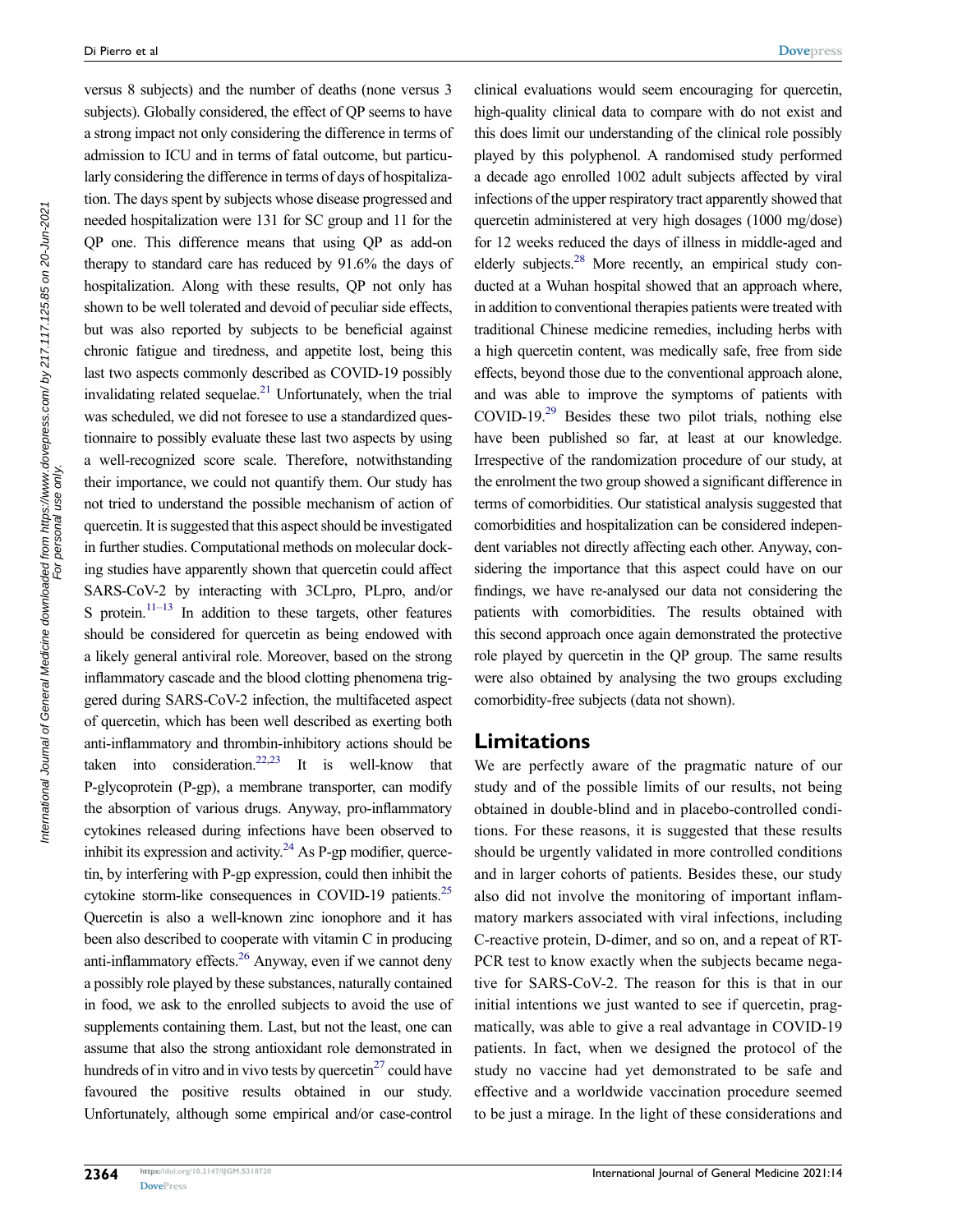versus 8 subjects) and the number of deaths (none versus 3 subjects). Globally considered, the effect of QP seems to have a strong impact not only considering the difference in terms of admission to ICU and in terms of fatal outcome, but particularly considering the difference in terms of days of hospitalization. The days spent by subjects whose disease progressed and needed hospitalization were 131 for SC group and 11 for the QP one. This difference means that using QP as add-on therapy to standard care has reduced by 91.6% the days of hospitalization. Along with these results, QP not only has shown to be well tolerated and devoid of peculiar side effects, but was also reported by subjects to be beneficial against chronic fatigue and tiredness, and appetite lost, being this last two aspects commonly described as COVID-19 possibly invalidating related sequelae.[21] Unfortunately, when the trial was scheduled, we did not foresee to use a standardized questionnaire to possibly evaluate these last two aspects by using a well-recognized score scale. Therefore, notwithstanding their importance, we could not quantify them. Our study has not tried to understand the possible mechanism of action of quercetin. It is suggested that this aspect should be investigated in further studies. Computational methods on molecular docking studies have apparently shown that quercetin could affect SARS-CoV-2 by interacting with 3CLpro, PLpro, and/or S protein.[11–13] In addition to these targets, other features should be considered for quercetin as being endowed with a likely general antiviral role. Moreover, based on the strong inflammatory cascade and the blood clotting phenomena triggered during SARS-CoV-2 infection, the multifaceted aspect of quercetin, which has been well described as exerting both anti-inflammatory and thrombin-inhibitory actions should be taken into consideration.[22,23] It is well-know that P-glycoprotein (P-gp), a membrane transporter, can modify the absorption of various drugs. Anyway, pro-inflammatory cytokines released during infections have been observed to inhibit its expression and activity.[24] As P-gp modifier, quercetin, by interfering with P-gp expression, could then inhibit the cytokine storm-like consequences in COVID-19 patients.[25] Quercetin is also a well-known zinc ionophore and it has been also described to cooperate with vitamin C in producing anti-inflammatory effects.[26] Anyway, even if we cannot deny a possibly role played by these substances, naturally contained in food, we ask to the enrolled subjects to avoid the use of supplements containing them. Last, but not the least, one can assume that also the strong antioxidant role demonstrated in hundreds of in vitro and in vivo tests by quercetin[27] could have favoured the positive results obtained in our study. Unfortunately, although some empirical and/or case-control clinical evaluations would seem encouraging for quercetin, high-quality clinical data to compare with do not exist and this does limit our understanding of the clinical role possibly played by this polyphenol. A randomised study performed a decade ago enrolled 1002 adult subjects affected by viral infections of the upper respiratory tract apparently showed that quercetin administered at very high dosages (1000 mg/dose) for 12 weeks reduced the days of illness in middle-aged and elderly subjects.[28] More recently, an empirical study conducted at a Wuhan hospital showed that an approach where, in addition to conventional therapies patients were treated with traditional Chinese medicine remedies, including herbs with a high quercetin content, was medically safe, free from side effects, beyond those due to the conventional approach alone, and was able to improve the symptoms of patients with COVID-19.[29] Besides these two pilot trials, nothing else have been published so far, at least at our knowledge. Irrespective of the randomization procedure of our study, at the enrolment the two group showed a significant difference in terms of comorbidities. Our statistical analysis suggested that comorbidities and hospitalization can be considered independent variables not directly affecting each other. Anyway, considering the importance that this aspect could have on our findings, we have re-analysed our data not considering the patients with comorbidities. The results obtained with this second approach once again demonstrated the protective role played by quercetin in the QP group. The same results were also obtained by analysing the two groups excluding comorbidity-free subjects (data not shown).

## Limitations

We are perfectly aware of the pragmatic nature of our study and of the possible limits of our results, not being obtained in double-blind and in placebo-controlled conditions. For these reasons, it is suggested that these results should be urgently validated in more controlled conditions and in larger cohorts of patients. Besides these, our study also did not involve the monitoring of important inflammatory markers associated with viral infections, including C-reactive protein, D-dimer, and so on, and a repeat of RT-PCR test to know exactly when the subjects became negative for SARS-CoV-2. The reason for this is that in our initial intentions we just wanted to see if quercetin, pragmatically, was able to give a real advantage in COVID-19 patients. In fact, when we designed the protocol of the study no vaccine had yet demonstrated to be safe and effective and a worldwide vaccination procedure seemed to be just a mirage. In the light of these considerations and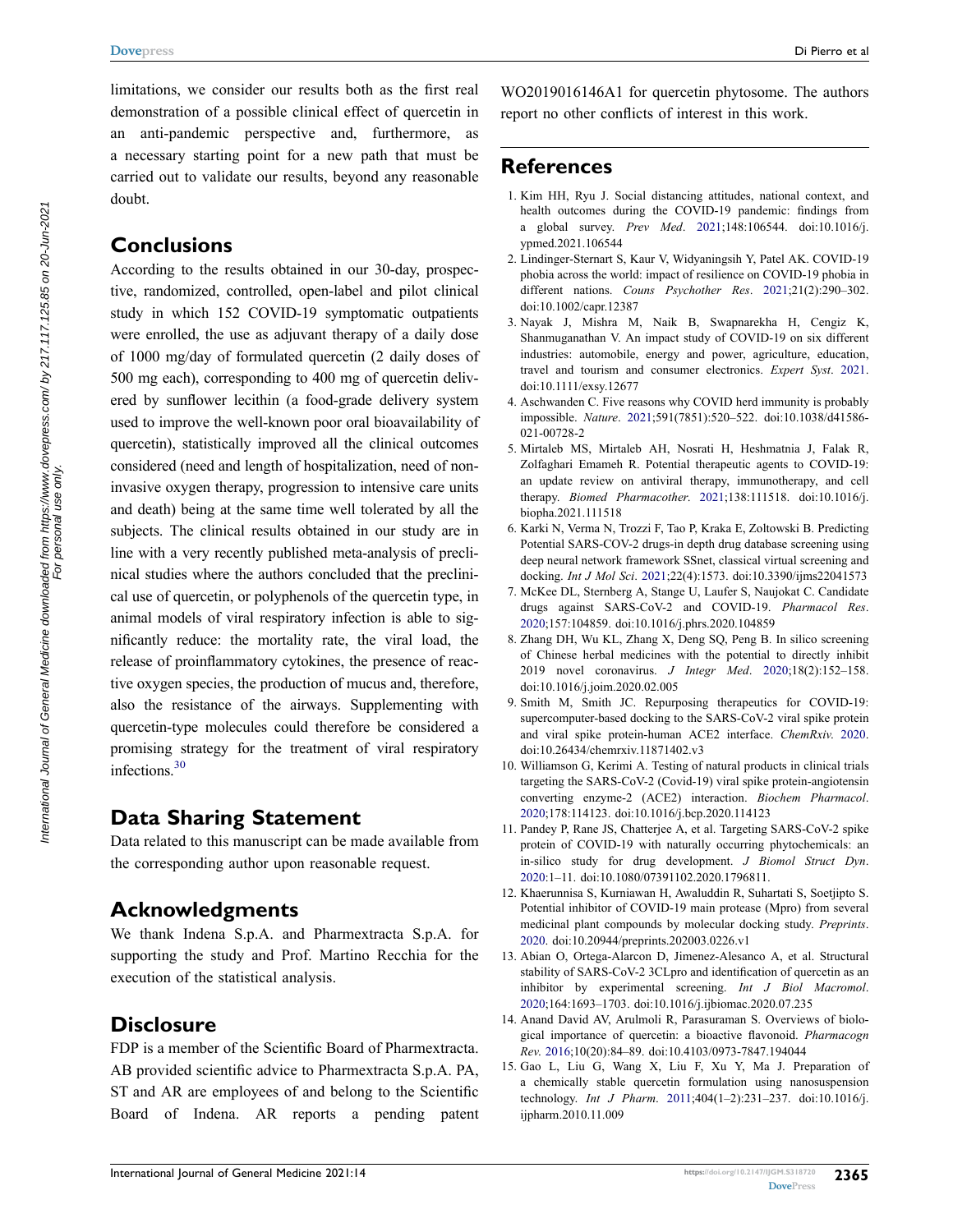limitations, we consider our results both as the first real demonstration of a possible clinical effect of quercetin in an anti-pandemic perspective and, furthermore, as a necessary starting point for a new path that must be carried out to validate our results, beyond any reasonable doubt.

## Conclusions

According to the results obtained in our 30-day, prospective, randomized, controlled, open-label and pilot clinical study in which 152 COVID-19 symptomatic outpatients were enrolled, the use as adjuvant therapy of a daily dose of 1000 mg/day of formulated quercetin (2 daily doses of 500 mg each), corresponding to 400 mg of quercetin delivered by sunflower lecithin (a food-grade delivery system used to improve the well-known poor oral bioavailability of quercetin), statistically improved all the clinical outcomes considered (need and length of hospitalization, need of non-invasive oxygen therapy, progression to intensive care units and death) being at the same time well tolerated by all the subjects. The clinical results obtained in our study are in line with a very recently published meta-analysis of preclinical studies where the authors concluded that the preclinical use of quercetin, or polyphenols of the quercetin type, in animal models of viral respiratory infection is able to significantly reduce: the mortality rate, the viral load, the release of proinflammatory cytokines, the presence of reactive oxygen species, the production of mucus and, therefore, also the resistance of the airways. Supplementing with quercetin-type molecules could therefore be considered a promising strategy for the treatment of viral respiratory infections.[30]

## Data Sharing Statement

Data related to this manuscript can be made available from the corresponding author upon reasonable request.

## Acknowledgments

We thank Indena S.p.A. and Pharmextracta S.p.A. for supporting the study and Prof. Martino Recchia for the execution of the statistical analysis.

## Disclosure

FDP is a member of the Scientific Board of Pharmextracta. AB provided scientific advice to Pharmextracta S.p.A. PA, ST and AR are employees of and belong to the Scientific Board of Indena. AR reports a pending patent WO2019016146A1 for quercetin phytosome. The authors report no other conflicts of interest in this work.

## References

1. Kim HH, Ryu J. Social distancing attitudes, national context, and health outcomes during the COVID-19 pandemic: findings from a global survey. *Prev Med*. 2021;148:106544. doi:10.1016/j.ypmed.2021.106544
2. Lindinger-Sternart S, Kaur V, Widyaningsih Y, Patel AK. COVID-19 phobia across the world: impact of resilience on COVID-19 phobia in different nations. *Couns Psychother Res*. 2021;21(2):290–302. doi:10.1002/capr.12387
3. Nayak J, Mishra M, Naik B, Swapnarekha H, Cengiz K, Shanmuganathan V. An impact study of COVID-19 on six different industries: automobile, energy and power, agriculture, education, travel and tourism and consumer electronics. *Expert Syst*. 2021. doi:10.1111/exsy.12677
4. Aschwanden C. Five reasons why COVID herd immunity is probably impossible. *Nature*. 2021;591(7851):520–522. doi:10.1038/d41586-021-00728-2
5. Mirtaleb MS, Mirtaleb AH, Nosrati H, Heshmatnia J, Falak R, Zolfaghari Emameh R. Potential therapeutic agents to COVID-19: an update review on antiviral therapy, immunotherapy, and cell therapy. *Biomed Pharmacother*. 2021;138:111518. doi:10.1016/j.biopha.2021.111518
6. Karki N, Verma N, Trozzi F, Tao P, Kraka E, Zoltowski B. Predicting Potential SARS-COV-2 drugs-in depth drug database screening using deep neural network framework SSnet, classical virtual screening and docking. *Int J Mol Sci*. 2021;22(4):1573. doi:10.3390/ijms22041573
7. McKee DL, Sternberg A, Stange U, Laufer S, Naujokat C. Candidate drugs against SARS-CoV-2 and COVID-19. *Pharmacol Res*. 2020;157:104859. doi:10.1016/j.phrs.2020.104859
8. Zhang DH, Wu KL, Zhang X, Deng SQ, Peng B. In silico screening of Chinese herbal medicines with the potential to directly inhibit 2019 novel coronavirus. *J Integr Med*. 2020;18(2):152–158. doi:10.1016/j.joim.2020.02.005
9. Smith M, Smith JC. Repurposing therapeutics for COVID-19: supercomputer-based docking to the SARS-CoV-2 viral spike protein and viral spike protein-human ACE2 interface. *ChemRxiv*. 2020. doi:10.26434/chemrxiv.11871402.v3
10. Williamson G, Kerimi A. Testing of natural products in clinical trials targeting the SARS-CoV-2 (Covid-19) viral spike protein-angiotensin converting enzyme-2 (ACE2) interaction. *Biochem Pharmacol*. 2020;178:114123. doi:10.1016/j.bcp.2020.114123
11. Pandey P, Rane JS, Chatterjee A, et al. Targeting SARS-CoV-2 spike protein of COVID-19 with naturally occurring phytochemicals: an in-silico study for drug development. *J Biomol Struct Dyn*. 2020:1–11. doi:10.1080/07391102.2020.1796811.
12. Khaerunnisa S, Kurniawan H, Awaluddin R, Suhartati S, Soetjipto S. Potential inhibitor of COVID-19 main protease (Mpro) from several medicinal plant compounds by molecular docking study. *Preprints*. 2020. doi:10.20944/preprints202003.0226.v1
13. Abian O, Ortega-Alarcon D, Jimenez-Alesanco A, et al. Structural stability of SARS-CoV-2 3CLpro and identification of quercetin as an inhibitor by experimental screening. *Int J Biol Macromol*. 2020;164:1693–1703. doi:10.1016/j.ijbiomac.2020.07.235
14. Anand David AV, Arulmoli R, Parasuraman S. Overviews of biological importance of quercetin: a bioactive flavonoid. *Pharmacogn Rev*. 2016;10(20):84–89. doi:10.4103/0973-7847.194044
15. Gao L, Liu G, Wang X, Liu F, Xu Y, Ma J. Preparation of a chemically stable quercetin formulation using nanosuspension technology. *Int J Pharm*. 2011;404(1–2):231–237. doi:10.1016/j.ijpharm.2010.11.009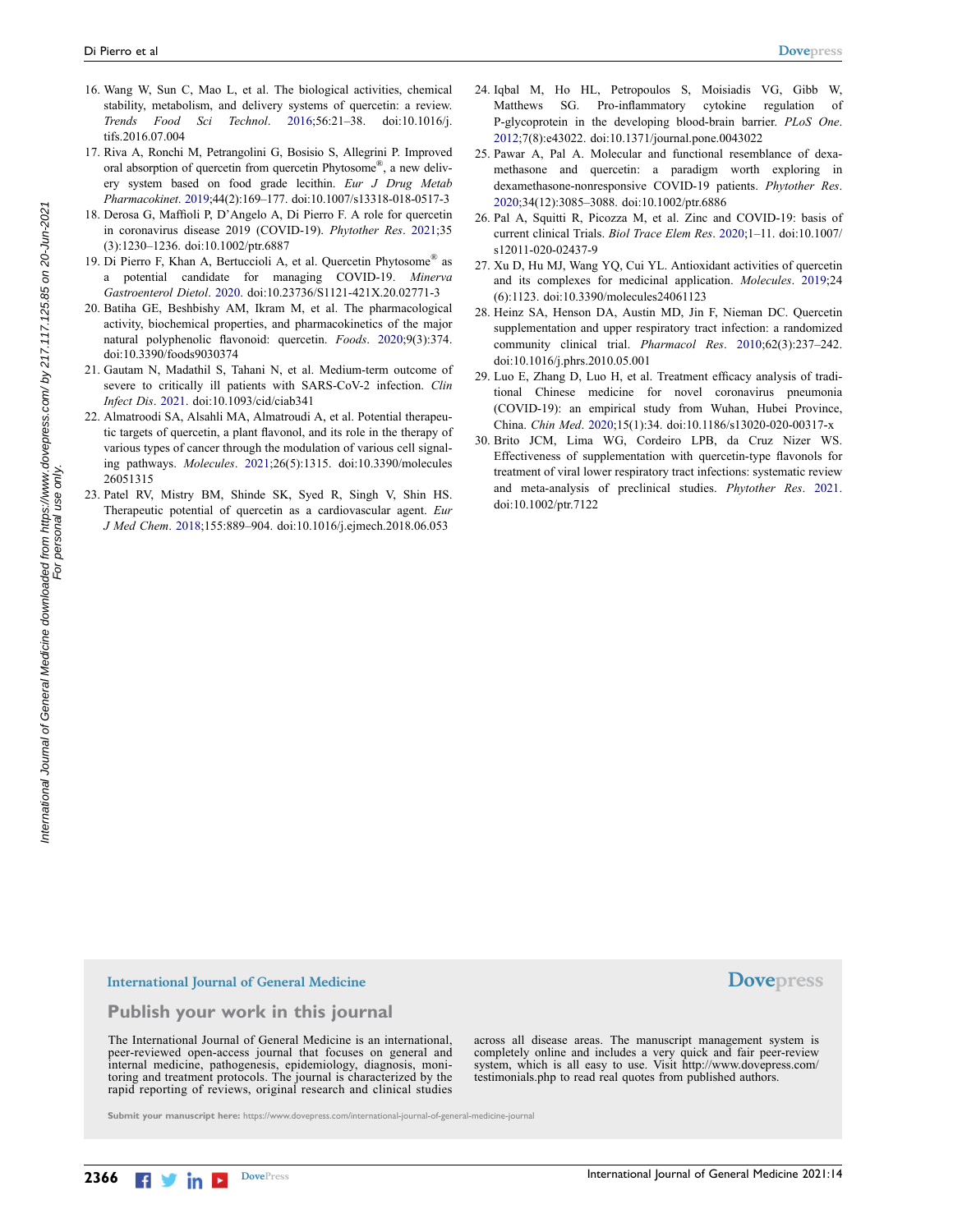16. Wang W, Sun C, Mao L, et al. The biological activities, chemical stability, metabolism, and delivery systems of quercetin: a review. *Trends Food Sci Technol*. 2016;56:21–38. doi:10.1016/j.tifs.2016.07.004
17. Riva A, Ronchi M, Petrangolini G, Bosisio S, Allegrini P. Improved oral absorption of quercetin from quercetin Phytosome®, a new delivery system based on food grade lecithin. *Eur J Drug Metab Pharmacokinet*. 2019;44(2):169–177. doi:10.1007/s13318-018-0517-3
18. Derosa G, Maffioli P, D'Angelo A, Di Pierro F. A role for quercetin in coronavirus disease 2019 (COVID-19). *Phytother Res*. 2021;35(3):1230–1236. doi:10.1002/ptr.6887
19. Di Pierro F, Khan A, Bertuccioli A, et al. Quercetin Phytosome® as a potential candidate for managing COVID-19. *Minerva Gastroenterol Dietol*. 2020. doi:10.23736/S1121-421X.20.02771-3
20. Batiha GE, Beshbishy AM, Ikram M, et al. The pharmacological activity, biochemical properties, and pharmacokinetics of the major natural polyphenolic flavonoid: quercetin. *Foods*. 2020;9(3):374. doi:10.3390/foods9030374
21. Gautam N, Madathil S, Tahani N, et al. Medium-term outcome of severe to critically ill patients with SARS-CoV-2 infection. *Clin Infect Dis*. 2021. doi:10.1093/cid/ciab341
22. Almatroodi SA, Alsahli MA, Almatroudi A, et al. Potential therapeutic targets of quercetin, a plant flavonol, and its role in the therapy of various types of cancer through the modulation of various cell signaling pathways. *Molecules*. 2021;26(5):1315. doi:10.3390/molecules26051315
23. Patel RV, Mistry BM, Shinde SK, Syed R, Singh V, Shin HS. Therapeutic potential of quercetin as a cardiovascular agent. *Eur J Med Chem*. 2018;155:889–904. doi:10.1016/j.ejmech.2018.06.053
24. Iqbal M, Ho HL, Petropoulos S, Moisiadis VG, Gibb W, Matthews SG. Pro-inflammatory cytokine regulation of P-glycoprotein in the developing blood-brain barrier. *PLoS One*. 2012;7(8):e43022. doi:10.1371/journal.pone.0043022
25. Pawar A, Pal A. Molecular and functional resemblance of dexamethasone and quercetin: a paradigm worth exploring in dexamethasone-nonresponsive COVID-19 patients. *Phytother Res*. 2020;34(12):3085–3088. doi:10.1002/ptr.6886
26. Pal A, Squitti R, Picozza M, et al. Zinc and COVID-19: basis of current clinical Trials. *Biol Trace Elem Res*. 2020;1–11. doi:10.1007/s12011-020-02437-9
27. Xu D, Hu MJ, Wang YQ, Cui YL. Antioxidant activities of quercetin and its complexes for medicinal application. *Molecules*. 2019;24(6):1123. doi:10.3390/molecules24061123
28. Heinz SA, Henson DA, Austin MD, Jin F, Nieman DC. Quercetin supplementation and upper respiratory tract infection: a randomized community clinical trial. *Pharmacol Res*. 2010;62(3):237–242. doi:10.1016/j.phrs.2010.05.001
29. Luo E, Zhang D, Luo H, et al. Treatment efficacy analysis of traditional Chinese medicine for novel coronavirus pneumonia (COVID-19): an empirical study from Wuhan, Hubei Province, China. *Chin Med*. 2020;15(1):34. doi:10.1186/s13020-020-00317-x
30. Brito JCM, Lima WG, Cordeiro LPB, da Cruz Nizer WS. Effectiveness of supplementation with quercetin-type flavonols for treatment of viral lower respiratory tract infections: systematic review and meta-analysis of preclinical studies. *Phytother Res*. 2021. doi:10.1002/ptr.7122

**International Journal of General Medicine**

**Publish your work in this journal**

The International Journal of General Medicine is an international, peer-reviewed open-access journal that focuses on general and internal medicine, pathogenesis, epidemiology, diagnosis, monitoring and treatment protocols. The journal is characterized by the rapid reporting of reviews, original research and clinical studies across all disease areas. The manuscript management system is completely online and includes a very quick and fair peer-review system, which is all easy to use. Visit http://www.dovepress.com/testimonials.php to read real quotes from published authors.

**Submit your manuscript here:** https://www.dovepress.com/international-journal-of-general-medicine-journal